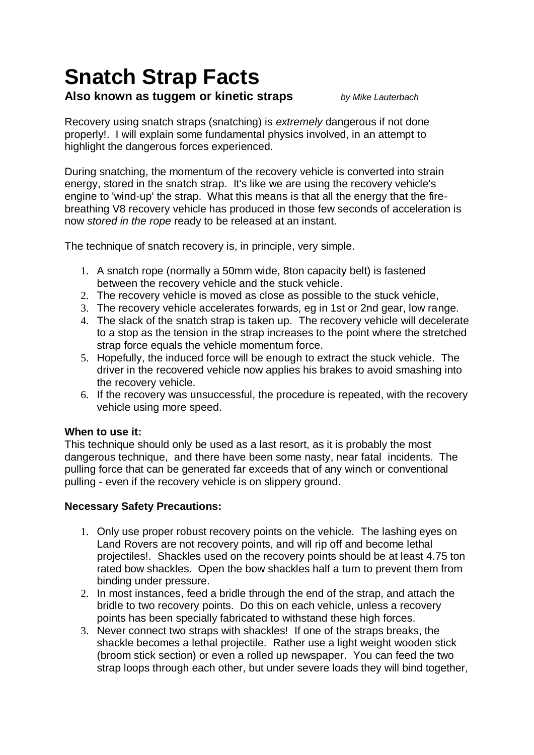# Snatch Strap Facts

**Also known as tuggem or kinetic straps** *by Mike Lauterbach*

Recovery using snatch straps (snatching) is *extremely* dangerous if not done properly!. I will explain some fundamental physics involved, in an attempt to highlight the dangerous forces experienced.

During snatching, the momentum of the recovery vehicle is converted into strain energy, stored in the snatch strap. It's like we are using the recovery vehicle's engine to 'wind-up' the strap. What this means is that all the energy that the fire-breathing V8 recovery vehicle has produced in those few seconds of acceleration is now *stored in the rope* ready to be released at an instant.

The technique of snatch recovery is, in principle, very simple.

1. A snatch rope (normally a 50mm wide, 8ton capacity belt) is fastened between the recovery vehicle and the stuck vehicle.
2. The recovery vehicle is moved as close as possible to the stuck vehicle,
3. The recovery vehicle accelerates forwards, eg in 1st or 2nd gear, low range.
4. The slack of the snatch strap is taken up. The recovery vehicle will decelerate to a stop as the tension in the strap increases to the point where the stretched strap force equals the vehicle momentum force.
5. Hopefully, the induced force will be enough to extract the stuck vehicle. The driver in the recovered vehicle now applies his brakes to avoid smashing into the recovery vehicle.
6. If the recovery was unsuccessful, the procedure is repeated, with the recovery vehicle using more speed.

**When to use it:**
This technique should only be used as a last resort, as it is probably the most dangerous technique, and there have been some nasty, near fatal incidents. The pulling force that can be generated far exceeds that of any winch or conventional pulling - even if the recovery vehicle is on slippery ground.

**Necessary Safety Precautions:**

1. Only use proper robust recovery points on the vehicle. The lashing eyes on Land Rovers are not recovery points, and will rip off and become lethal projectiles!. Shackles used on the recovery points should be at least 4.75 ton rated bow shackles. Open the bow shackles half a turn to prevent them from binding under pressure.
2. In most instances, feed a bridle through the end of the strap, and attach the bridle to two recovery points. Do this on each vehicle, unless a recovery points has been specially fabricated to withstand these high forces.
3. Never connect two straps with shackles! If one of the straps breaks, the shackle becomes a lethal projectile. Rather use a light weight wooden stick (broom stick section) or even a rolled up newspaper. You can feed the two strap loops through each other, but under severe loads they will bind together,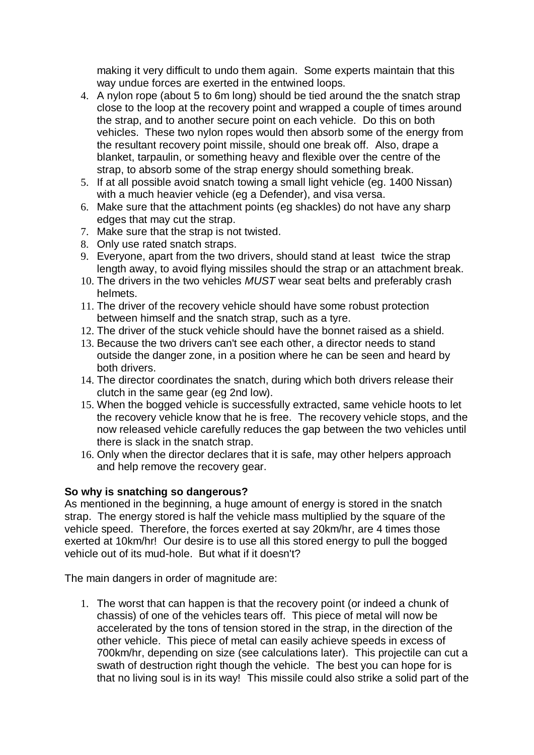making it very difficult to undo them again. Some experts maintain that this way undue forces are exerted in the entwined loops.

4. A nylon rope (about 5 to 6m long) should be tied around the the snatch strap close to the loop at the recovery point and wrapped a couple of times around the strap, and to another secure point on each vehicle. Do this on both vehicles. These two nylon ropes would then absorb some of the energy from the resultant recovery point missile, should one break off. Also, drape a blanket, tarpaulin, or something heavy and flexible over the centre of the strap, to absorb some of the strap energy should something break.
5. If at all possible avoid snatch towing a small light vehicle (eg. 1400 Nissan) with a much heavier vehicle (eg a Defender), and visa versa.
6. Make sure that the attachment points (eg shackles) do not have any sharp edges that may cut the strap.
7. Make sure that the strap is not twisted.
8. Only use rated snatch straps.
9. Everyone, apart from the two drivers, should stand at least twice the strap length away, to avoid flying missiles should the strap or an attachment break.
10. The drivers in the two vehicles *MUST* wear seat belts and preferably crash helmets.
11. The driver of the recovery vehicle should have some robust protection between himself and the snatch strap, such as a tyre.
12. The driver of the stuck vehicle should have the bonnet raised as a shield.
13. Because the two drivers can't see each other, a director needs to stand outside the danger zone, in a position where he can be seen and heard by both drivers.
14. The director coordinates the snatch, during which both drivers release their clutch in the same gear (eg 2nd low).
15. When the bogged vehicle is successfully extracted, same vehicle hoots to let the recovery vehicle know that he is free. The recovery vehicle stops, and the now released vehicle carefully reduces the gap between the two vehicles until there is slack in the snatch strap.
16. Only when the director declares that it is safe, may other helpers approach and help remove the recovery gear.

**So why is snatching so dangerous?**

As mentioned in the beginning, a huge amount of energy is stored in the snatch strap. The energy stored is half the vehicle mass multiplied by the square of the vehicle speed. Therefore, the forces exerted at say 20km/hr, are 4 times those exerted at 10km/hr! Our desire is to use all this stored energy to pull the bogged vehicle out of its mud-hole. But what if it doesn't?

The main dangers in order of magnitude are:

1. The worst that can happen is that the recovery point (or indeed a chunk of chassis) of one of the vehicles tears off. This piece of metal will now be accelerated by the tons of tension stored in the strap, in the direction of the other vehicle. This piece of metal can easily achieve speeds in excess of 700km/hr, depending on size (see calculations later). This projectile can cut a swath of destruction right though the vehicle. The best you can hope for is that no living soul is in its way! This missile could also strike a solid part of the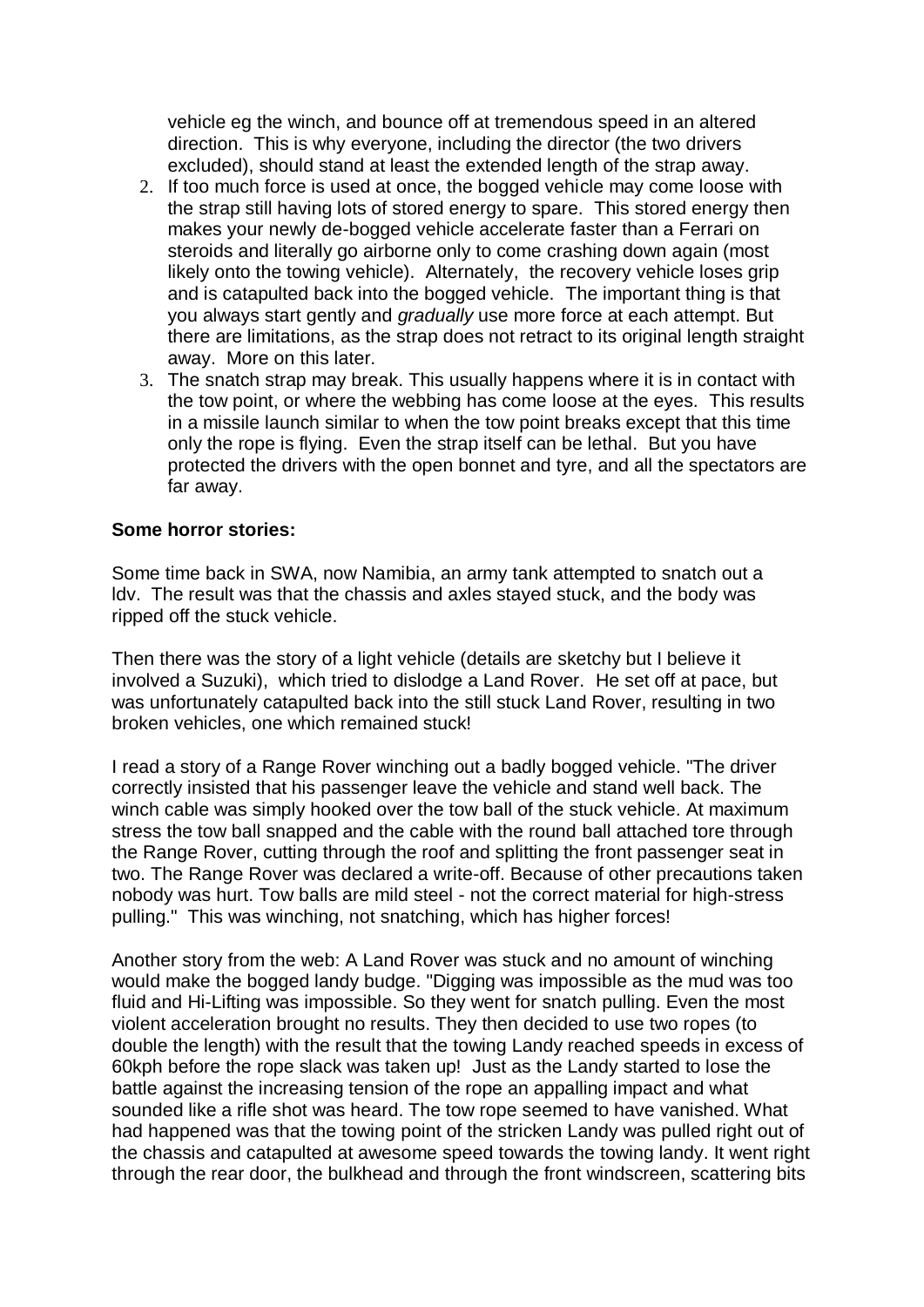vehicle eg the winch, and bounce off at tremendous speed in an altered direction. This is why everyone, including the director (the two drivers excluded), should stand at least the extended length of the strap away.

2. If too much force is used at once, the bogged vehicle may come loose with the strap still having lots of stored energy to spare. This stored energy then makes your newly de-bogged vehicle accelerate faster than a Ferrari on steroids and literally go airborne only to come crashing down again (most likely onto the towing vehicle). Alternately, the recovery vehicle loses grip and is catapulted back into the bogged vehicle. The important thing is that you always start gently and *gradually* use more force at each attempt. But there are limitations, as the strap does not retract to its original length straight away. More on this later.
3. The snatch strap may break. This usually happens where it is in contact with the tow point, or where the webbing has come loose at the eyes. This results in a missile launch similar to when the tow point breaks except that this time only the rope is flying. Even the strap itself can be lethal. But you have protected the drivers with the open bonnet and tyre, and all the spectators are far away.

**Some horror stories:**

Some time back in SWA, now Namibia, an army tank attempted to snatch out a ldv. The result was that the chassis and axles stayed stuck, and the body was ripped off the stuck vehicle.

Then there was the story of a light vehicle (details are sketchy but I believe it involved a Suzuki), which tried to dislodge a Land Rover. He set off at pace, but was unfortunately catapulted back into the still stuck Land Rover, resulting in two broken vehicles, one which remained stuck!

I read a story of a Range Rover winching out a badly bogged vehicle. "The driver correctly insisted that his passenger leave the vehicle and stand well back. The winch cable was simply hooked over the tow ball of the stuck vehicle. At maximum stress the tow ball snapped and the cable with the round ball attached tore through the Range Rover, cutting through the roof and splitting the front passenger seat in two. The Range Rover was declared a write-off. Because of other precautions taken nobody was hurt. Tow balls are mild steel - not the correct material for high-stress pulling." This was winching, not snatching, which has higher forces!

Another story from the web: A Land Rover was stuck and no amount of winching would make the bogged landy budge. "Digging was impossible as the mud was too fluid and Hi-Lifting was impossible. So they went for snatch pulling. Even the most violent acceleration brought no results. They then decided to use two ropes (to double the length) with the result that the towing Landy reached speeds in excess of 60kph before the rope slack was taken up! Just as the Landy started to lose the battle against the increasing tension of the rope an appalling impact and what sounded like a rifle shot was heard. The tow rope seemed to have vanished. What had happened was that the towing point of the stricken Landy was pulled right out of the chassis and catapulted at awesome speed towards the towing landy. It went right through the rear door, the bulkhead and through the front windscreen, scattering bits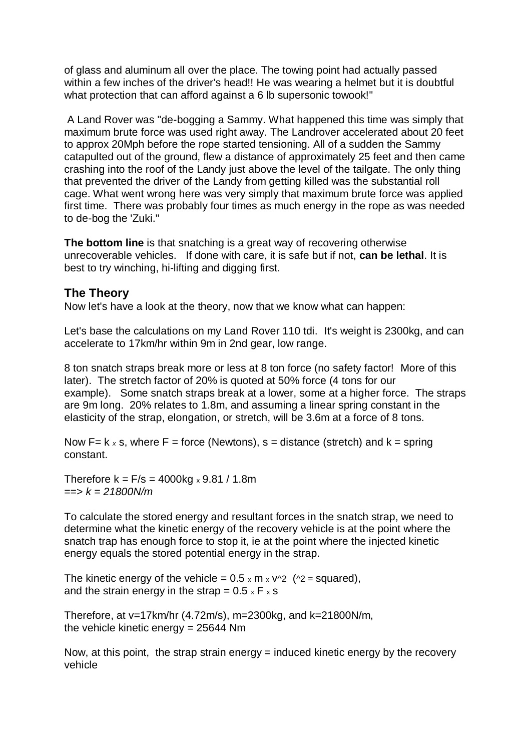of glass and aluminum all over the place. The towing point had actually passed within a few inches of the driver's head!! He was wearing a helmet but it is doubtful what protection that can afford against a 6 lb supersonic towook!"

A Land Rover was "de-bogging a Sammy. What happened this time was simply that maximum brute force was used right away. The Landrover accelerated about 20 feet to approx 20Mph before the rope started tensioning. All of a sudden the Sammy catapulted out of the ground, flew a distance of approximately 25 feet and then came crashing into the roof of the Landy just above the level of the tailgate. The only thing that prevented the driver of the Landy from getting killed was the substantial roll cage. What went wrong here was very simply that maximum brute force was applied first time. There was probably four times as much energy in the rope as was needed to de-bog the 'Zuki."

**The bottom line** is that snatching is a great way of recovering otherwise unrecoverable vehicles. If done with care, it is safe but if not, **can be lethal**. It is best to try winching, hi-lifting and digging first.

## The Theory

Now let's have a look at the theory, now that we know what can happen:

Let's base the calculations on my Land Rover 110 tdi. It's weight is 2300kg, and can accelerate to 17km/hr within 9m in 2nd gear, low range.

8 ton snatch straps break more or less at 8 ton force (no safety factor! More of this later). The stretch factor of 20% is quoted at 50% force (4 tons for our example). Some snatch straps break at a lower, some at a higher force. The straps are 9m long. 20% relates to 1.8m, and assuming a linear spring constant in the elasticity of the strap, elongation, or stretch, will be 3.6m at a force of 8 tons.

Now $F = k \times s$, where F = force (Newtons), s = distance (stretch) and k = spring constant.

Therefore $k = F/s = 4000\text{kg} \times 9.81 / 1.8\text{m}$
==> *k = 21800N/m*

To calculate the stored energy and resultant forces in the snatch strap, we need to determine what the kinetic energy of the recovery vehicle is at the point where the snatch trap has enough force to stop it, ie at the point where the injected kinetic energy equals the stored potential energy in the strap.

The kinetic energy of the vehicle = $0.5 \times m \times v^2$ (^2 = squared),
and the strain energy in the strap = $0.5 \times F \times s$

Therefore, at v=17km/hr (4.72m/s), m=2300kg, and k=21800N/m,
the vehicle kinetic energy = 25644 Nm

Now, at this point, the strap strain energy = induced kinetic energy by the recovery vehicle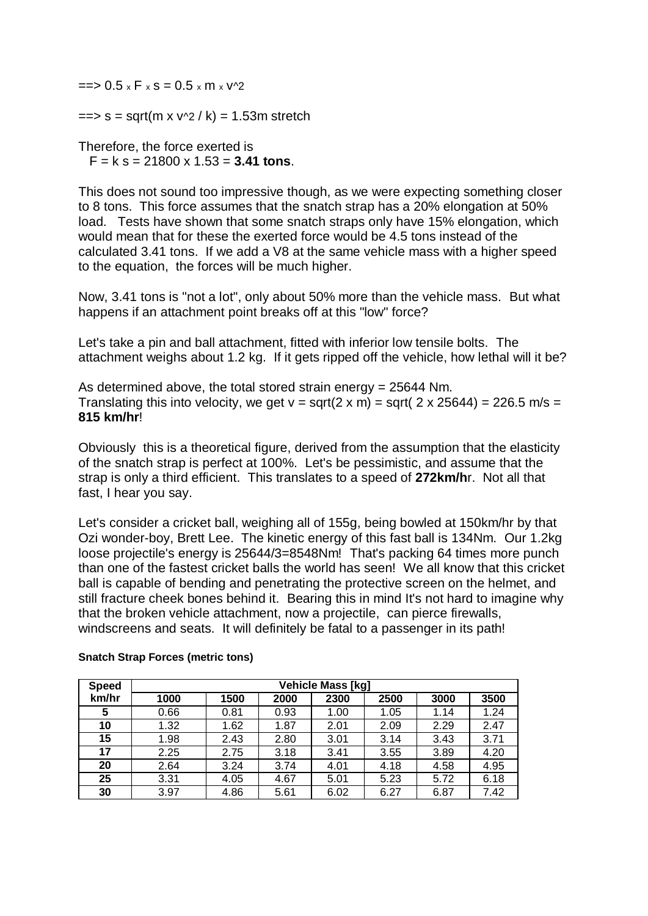$$\Longrightarrow 0.5 \times F \times s = 0.5 \times m \times v^2$$

$$\Longrightarrow s = \text{sqrt}(m \times v^2 / k) = 1.53\text{m stretch}$$

Therefore, the force exerted is
$F = k\,s = 21800 \times 1.53 =$ **3.41 tons**.

This does not sound too impressive though, as we were expecting something closer to 8 tons. This force assumes that the snatch strap has a 20% elongation at 50% load. Tests have shown that some snatch straps only have 15% elongation, which would mean that for these the exerted force would be 4.5 tons instead of the calculated 3.41 tons. If we add a V8 at the same vehicle mass with a higher speed to the equation, the forces will be much higher.

Now, 3.41 tons is "not a lot", only about 50% more than the vehicle mass. But what happens if an attachment point breaks off at this "low" force?

Let's take a pin and ball attachment, fitted with inferior low tensile bolts. The attachment weighs about 1.2 kg. If it gets ripped off the vehicle, how lethal will it be?

As determined above, the total stored strain energy = 25644 Nm.
Translating this into velocity, we get $v = \text{sqrt}(2 \times m) = \text{sqrt}(2 \times 25644) = 226.5$ m/s = **815 km/hr**!

Obviously this is a theoretical figure, derived from the assumption that the elasticity of the snatch strap is perfect at 100%. Let's be pessimistic, and assume that the strap is only a third efficient. This translates to a speed of **272km/h**r. Not all that fast, I hear you say.

Let's consider a cricket ball, weighing all of 155g, being bowled at 150km/hr by that Ozi wonder-boy, Brett Lee. The kinetic energy of this fast ball is 134Nm. Our 1.2kg loose projectile's energy is 25644/3=8548Nm! That's packing 64 times more punch than one of the fastest cricket balls the world has seen! We all know that this cricket ball is capable of bending and penetrating the protective screen on the helmet, and still fracture cheek bones behind it. Bearing this in mind It's not hard to imagine why that the broken vehicle attachment, now a projectile, can pierce firewalls, windscreens and seats. It will definitely be fatal to a passenger in its path!

**Snatch Strap Forces (metric tons)**

| Speed km/hr | Vehicle Mass [kg] | | | | | | |
|---|---|---|---|---|---|---|---|
| | 1000 | 1500 | 2000 | 2300 | 2500 | 3000 | 3500 |
| **5** | 0.66 | 0.81 | 0.93 | 1.00 | 1.05 | 1.14 | 1.24 |
| **10** | 1.32 | 1.62 | 1.87 | 2.01 | 2.09 | 2.29 | 2.47 |
| **15** | 1.98 | 2.43 | 2.80 | 3.01 | 3.14 | 3.43 | 3.71 |
| **17** | 2.25 | 2.75 | 3.18 | 3.41 | 3.55 | 3.89 | 4.20 |
| **20** | 2.64 | 3.24 | 3.74 | 4.01 | 4.18 | 4.58 | 4.95 |
| **25** | 3.31 | 4.05 | 4.67 | 5.01 | 5.23 | 5.72 | 6.18 |
| **30** | 3.97 | 4.86 | 5.61 | 6.02 | 6.27 | 6.87 | 7.42 |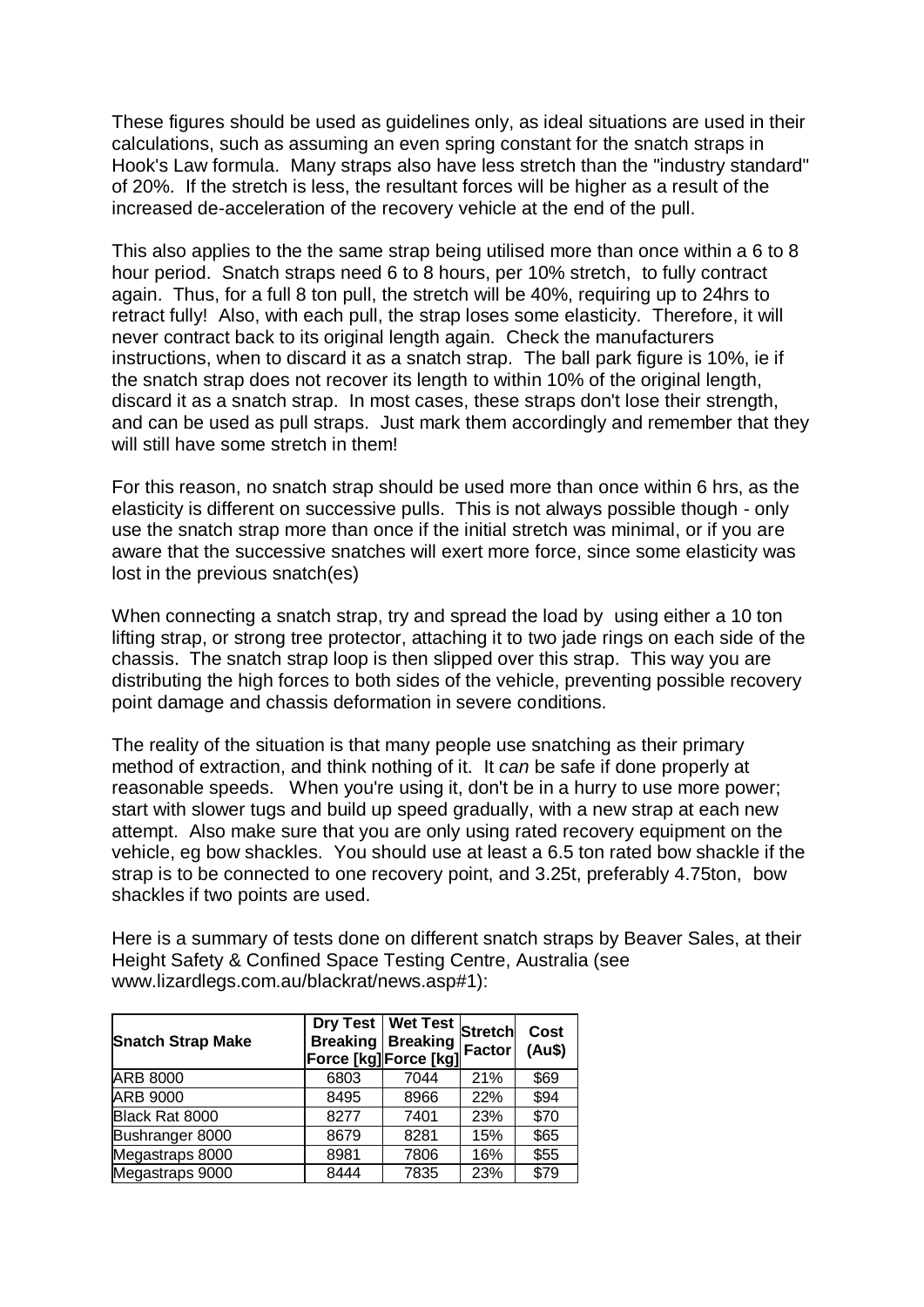These figures should be used as guidelines only, as ideal situations are used in their calculations, such as assuming an even spring constant for the snatch straps in Hook's Law formula. Many straps also have less stretch than the "industry standard" of 20%. If the stretch is less, the resultant forces will be higher as a result of the increased de-acceleration of the recovery vehicle at the end of the pull.

This also applies to the the same strap being utilised more than once within a 6 to 8 hour period. Snatch straps need 6 to 8 hours, per 10% stretch, to fully contract again. Thus, for a full 8 ton pull, the stretch will be 40%, requiring up to 24hrs to retract fully! Also, with each pull, the strap loses some elasticity. Therefore, it will never contract back to its original length again. Check the manufacturers instructions, when to discard it as a snatch strap. The ball park figure is 10%, ie if the snatch strap does not recover its length to within 10% of the original length, discard it as a snatch strap. In most cases, these straps don't lose their strength, and can be used as pull straps. Just mark them accordingly and remember that they will still have some stretch in them!

For this reason, no snatch strap should be used more than once within 6 hrs, as the elasticity is different on successive pulls. This is not always possible though - only use the snatch strap more than once if the initial stretch was minimal, or if you are aware that the successive snatches will exert more force, since some elasticity was lost in the previous snatch(es)

When connecting a snatch strap, try and spread the load by using either a 10 ton lifting strap, or strong tree protector, attaching it to two jade rings on each side of the chassis. The snatch strap loop is then slipped over this strap. This way you are distributing the high forces to both sides of the vehicle, preventing possible recovery point damage and chassis deformation in severe conditions.

The reality of the situation is that many people use snatching as their primary method of extraction, and think nothing of it. It *can* be safe if done properly at reasonable speeds. When you're using it, don't be in a hurry to use more power; start with slower tugs and build up speed gradually, with a new strap at each new attempt. Also make sure that you are only using rated recovery equipment on the vehicle, eg bow shackles. You should use at least a 6.5 ton rated bow shackle if the strap is to be connected to one recovery point, and 3.25t, preferably 4.75ton, bow shackles if two points are used.

Here is a summary of tests done on different snatch straps by Beaver Sales, at their Height Safety & Confined Space Testing Centre, Australia (see www.lizardlegs.com.au/blackrat/news.asp#1):

| Snatch Strap Make | Dry Test Breaking Force [kg] | Wet Test Breaking Force [kg] | Stretch Factor | Cost (Au$) |
|---|---|---|---|---|
| ARB 8000 | 6803 | 7044 | 21% | $69 |
| ARB 9000 | 8495 | 8966 | 22% | $94 |
| Black Rat 8000 | 8277 | 7401 | 23% | $70 |
| Bushranger 8000 | 8679 | 8281 | 15% | $65 |
| Megastraps 8000 | 8981 | 7806 | 16% | $55 |
| Megastraps 9000 | 8444 | 7835 | 23% | $79 |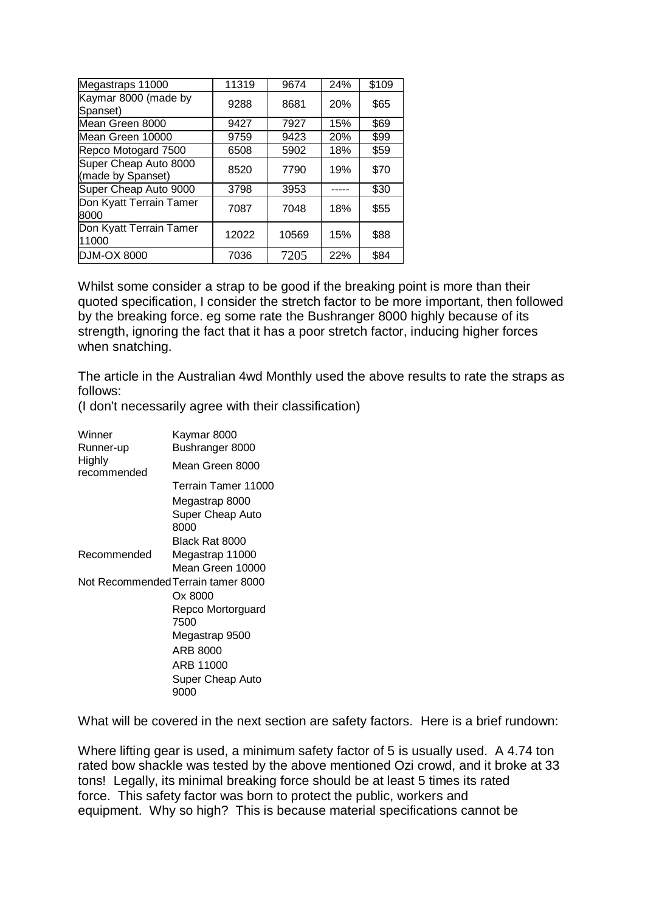| Megastraps 11000 | 11319 | 9674 | 24% | $109 |
|---|---|---|---|---|
| Kaymar 8000 (made by Spanset) | 9288 | 8681 | 20% | $65 |
| Mean Green 8000 | 9427 | 7927 | 15% | $69 |
| Mean Green 10000 | 9759 | 9423 | 20% | $99 |
| Repco Motogard 7500 | 6508 | 5902 | 18% | $59 |
| Super Cheap Auto 8000 (made by Spanset) | 8520 | 7790 | 19% | $70 |
| Super Cheap Auto 9000 | 3798 | 3953 | ----- | $30 |
| Don Kyatt Terrain Tamer 8000 | 7087 | 7048 | 18% | $55 |
| Don Kyatt Terrain Tamer 11000 | 12022 | 10569 | 15% | $88 |
| DJM-OX 8000 | 7036 | 7205 | 22% | $84 |

Whilst some consider a strap to be good if the breaking point is more than their quoted specification, I consider the stretch factor to be more important, then followed by the breaking force. eg some rate the Bushranger 8000 highly because of its strength, ignoring the fact that it has a poor stretch factor, inducing higher forces when snatching.

The article in the Australian 4wd Monthly used the above results to rate the straps as follows:
(I don't necessarily agree with their classification)

| | |
|---|---|
| Winner | Kaymar 8000 |
| Runner-up | Bushranger 8000 |
| Highly recommended | Mean Green 8000 |
| | Terrain Tamer 11000 |
| | Megastrap 8000 |
| | Super Cheap Auto 8000 |
| | Black Rat 8000 |
| Recommended | Megastrap 11000 |
| | Mean Green 10000 |
| Not Recommended | Terrain tamer 8000 |
| | Ox 8000 |
| | Repco Mortorguard 7500 |
| | Megastrap 9500 |
| | ARB 8000 |
| | ARB 11000 |
| | Super Cheap Auto 9000 |

What will be covered in the next section are safety factors. Here is a brief rundown:

Where lifting gear is used, a minimum safety factor of 5 is usually used. A 4.74 ton rated bow shackle was tested by the above mentioned Ozi crowd, and it broke at 33 tons! Legally, its minimal breaking force should be at least 5 times its rated force. This safety factor was born to protect the public, workers and equipment. Why so high? This is because material specifications cannot be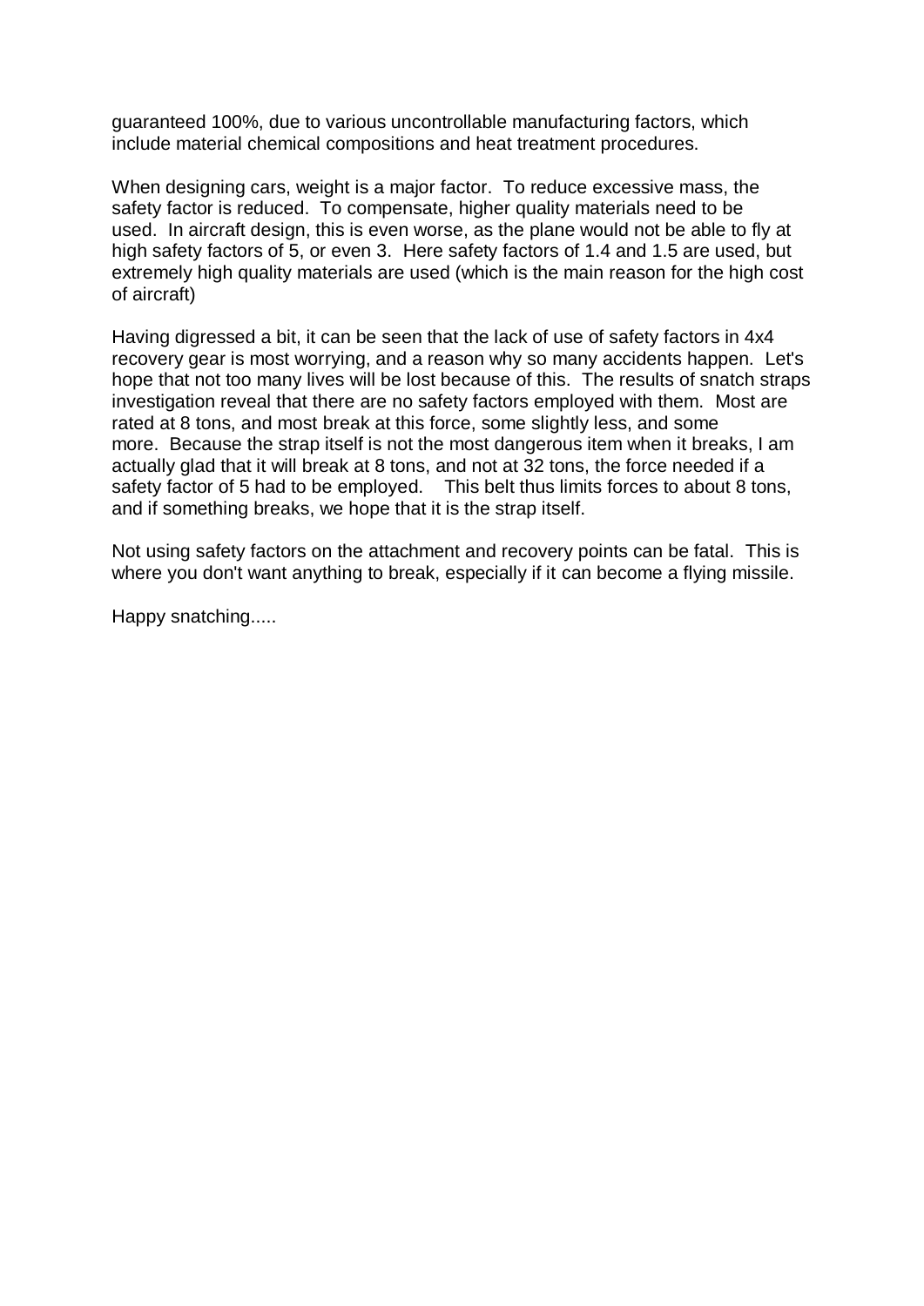guaranteed 100%, due to various uncontrollable manufacturing factors, which include material chemical compositions and heat treatment procedures.

When designing cars, weight is a major factor. To reduce excessive mass, the safety factor is reduced. To compensate, higher quality materials need to be used. In aircraft design, this is even worse, as the plane would not be able to fly at high safety factors of 5, or even 3. Here safety factors of 1.4 and 1.5 are used, but extremely high quality materials are used (which is the main reason for the high cost of aircraft)

Having digressed a bit, it can be seen that the lack of use of safety factors in 4x4 recovery gear is most worrying, and a reason why so many accidents happen. Let's hope that not too many lives will be lost because of this. The results of snatch straps investigation reveal that there are no safety factors employed with them. Most are rated at 8 tons, and most break at this force, some slightly less, and some more. Because the strap itself is not the most dangerous item when it breaks, I am actually glad that it will break at 8 tons, and not at 32 tons, the force needed if a safety factor of 5 had to be employed. This belt thus limits forces to about 8 tons, and if something breaks, we hope that it is the strap itself.

Not using safety factors on the attachment and recovery points can be fatal. This is where you don't want anything to break, especially if it can become a flying missile.

Happy snatching.....